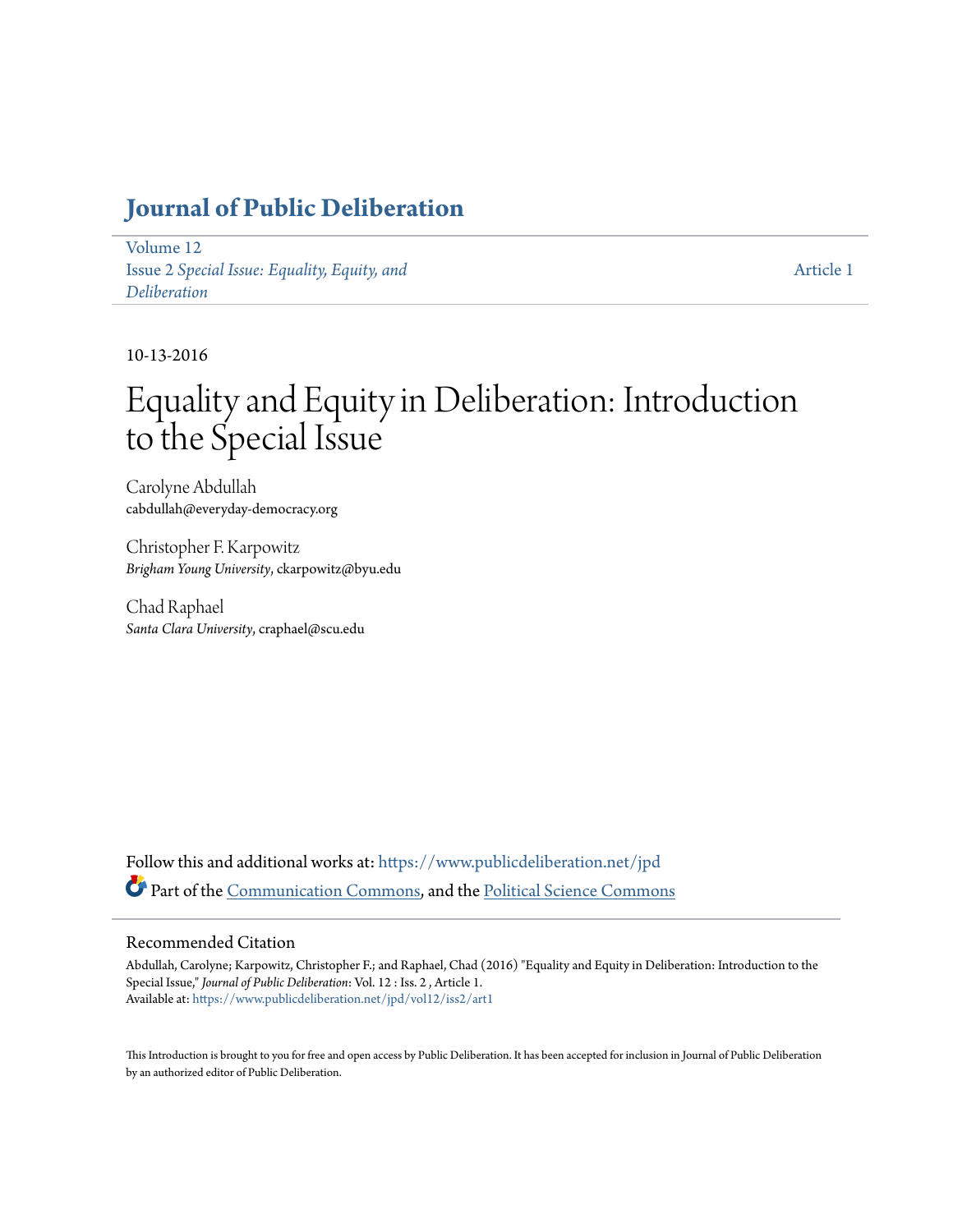# Journal of Public Deliberation

Volume 12
Issue 2 *Special Issue: Equality, Equity, and Deliberation*

Article 1

10-13-2016

# Equality and Equity in Deliberation: Introduction to the Special Issue

Carolyne Abdullah
cabdullah@everyday-democracy.org

Christopher F. Karpowitz
*Brigham Young University*, ckarpowitz@byu.edu

Chad Raphael
*Santa Clara University*, craphael@scu.edu

Follow this and additional works at: https://www.publicdeliberation.net/jpd

Part of the Communication Commons, and the Political Science Commons

## Recommended Citation

Abdullah, Carolyne; Karpowitz, Christopher F.; and Raphael, Chad (2016) "Equality and Equity in Deliberation: Introduction to the Special Issue," *Journal of Public Deliberation*: Vol. 12 : Iss. 2 , Article 1.
Available at: https://www.publicdeliberation.net/jpd/vol12/iss2/art1

This Introduction is brought to you for free and open access by Public Deliberation. It has been accepted for inclusion in Journal of Public Deliberation by an authorized editor of Public Deliberation.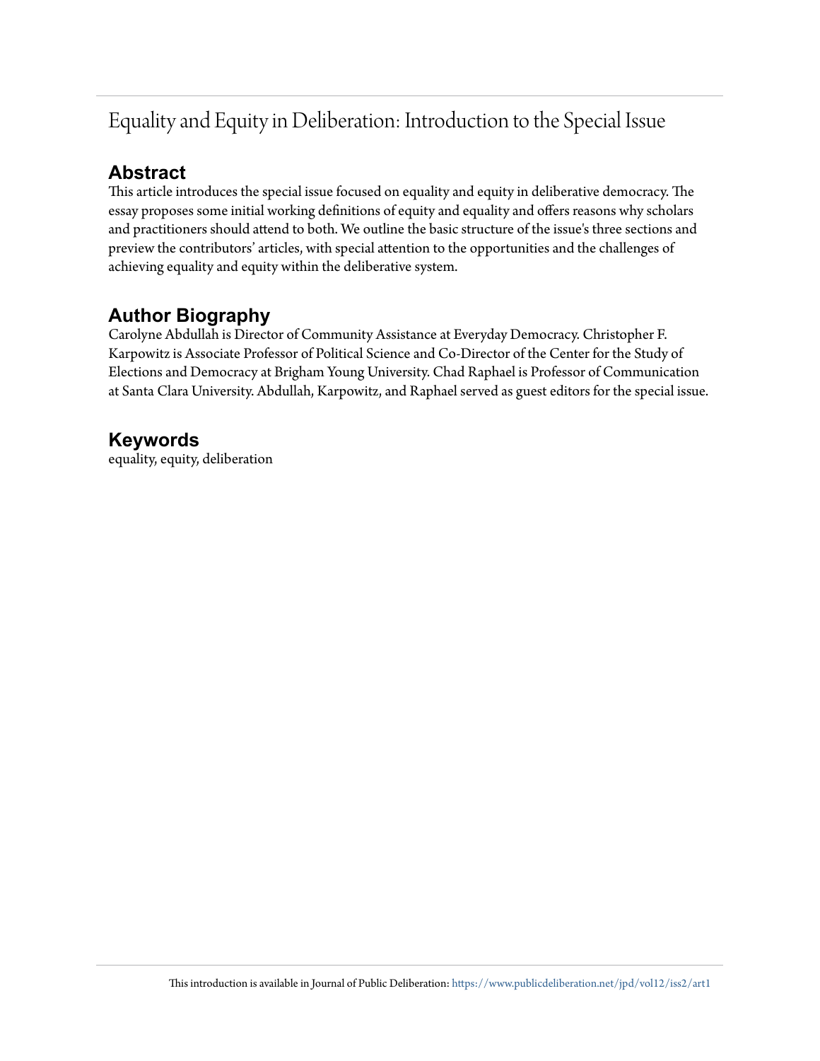# Equality and Equity in Deliberation: Introduction to the Special Issue

## Abstract

This article introduces the special issue focused on equality and equity in deliberative democracy. The essay proposes some initial working definitions of equity and equality and offers reasons why scholars and practitioners should attend to both. We outline the basic structure of the issue's three sections and preview the contributors' articles, with special attention to the opportunities and the challenges of achieving equality and equity within the deliberative system.

## Author Biography

Carolyne Abdullah is Director of Community Assistance at Everyday Democracy. Christopher F. Karpowitz is Associate Professor of Political Science and Co-Director of the Center for the Study of Elections and Democracy at Brigham Young University. Chad Raphael is Professor of Communication at Santa Clara University. Abdullah, Karpowitz, and Raphael served as guest editors for the special issue.

## Keywords

equality, equity, deliberation

This introduction is available in Journal of Public Deliberation: https://www.publicdeliberation.net/jpd/vol12/iss2/art1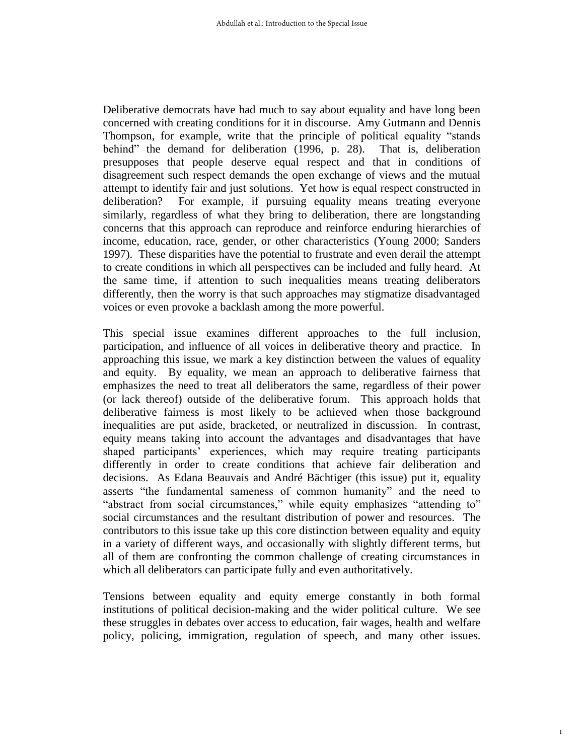Deliberative democrats have had much to say about equality and have long been concerned with creating conditions for it in discourse. Amy Gutmann and Dennis Thompson, for example, write that the principle of political equality "stands behind" the demand for deliberation (1996, p. 28). That is, deliberation presupposes that people deserve equal respect and that in conditions of disagreement such respect demands the open exchange of views and the mutual attempt to identify fair and just solutions. Yet how is equal respect constructed in deliberation? For example, if pursuing equality means treating everyone similarly, regardless of what they bring to deliberation, there are longstanding concerns that this approach can reproduce and reinforce enduring hierarchies of income, education, race, gender, or other characteristics (Young 2000; Sanders 1997). These disparities have the potential to frustrate and even derail the attempt to create conditions in which all perspectives can be included and fully heard. At the same time, if attention to such inequalities means treating deliberators differently, then the worry is that such approaches may stigmatize disadvantaged voices or even provoke a backlash among the more powerful.

This special issue examines different approaches to the full inclusion, participation, and influence of all voices in deliberative theory and practice. In approaching this issue, we mark a key distinction between the values of equality and equity. By equality, we mean an approach to deliberative fairness that emphasizes the need to treat all deliberators the same, regardless of their power (or lack thereof) outside of the deliberative forum. This approach holds that deliberative fairness is most likely to be achieved when those background inequalities are put aside, bracketed, or neutralized in discussion. In contrast, equity means taking into account the advantages and disadvantages that have shaped participants' experiences, which may require treating participants differently in order to create conditions that achieve fair deliberation and decisions. As Edana Beauvais and André Bächtiger (this issue) put it, equality asserts "the fundamental sameness of common humanity" and the need to "abstract from social circumstances," while equity emphasizes "attending to" social circumstances and the resultant distribution of power and resources. The contributors to this issue take up this core distinction between equality and equity in a variety of different ways, and occasionally with slightly different terms, but all of them are confronting the common challenge of creating circumstances in which all deliberators can participate fully and even authoritatively.

Tensions between equality and equity emerge constantly in both formal institutions of political decision-making and the wider political culture. We see these struggles in debates over access to education, fair wages, health and welfare policy, policing, immigration, regulation of speech, and many other issues.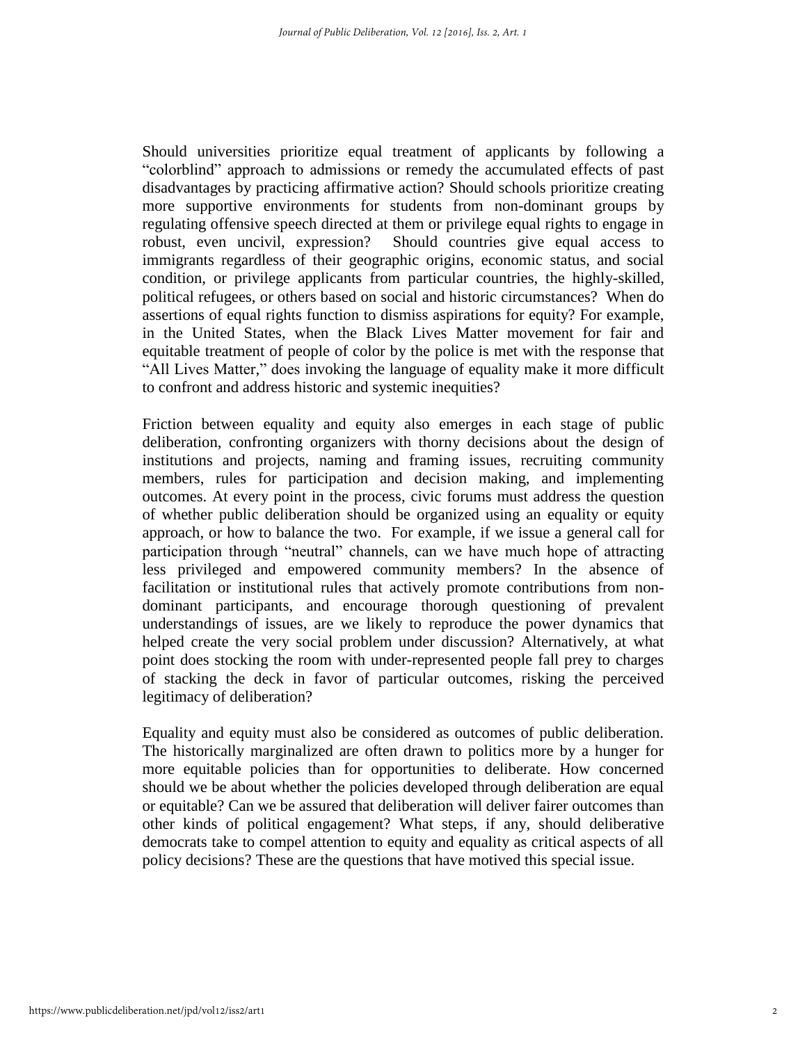Should universities prioritize equal treatment of applicants by following a "colorblind" approach to admissions or remedy the accumulated effects of past disadvantages by practicing affirmative action? Should schools prioritize creating more supportive environments for students from non-dominant groups by regulating offensive speech directed at them or privilege equal rights to engage in robust, even uncivil, expression? Should countries give equal access to immigrants regardless of their geographic origins, economic status, and social condition, or privilege applicants from particular countries, the highly-skilled, political refugees, or others based on social and historic circumstances? When do assertions of equal rights function to dismiss aspirations for equity? For example, in the United States, when the Black Lives Matter movement for fair and equitable treatment of people of color by the police is met with the response that "All Lives Matter," does invoking the language of equality make it more difficult to confront and address historic and systemic inequities?

Friction between equality and equity also emerges in each stage of public deliberation, confronting organizers with thorny decisions about the design of institutions and projects, naming and framing issues, recruiting community members, rules for participation and decision making, and implementing outcomes. At every point in the process, civic forums must address the question of whether public deliberation should be organized using an equality or equity approach, or how to balance the two. For example, if we issue a general call for participation through "neutral" channels, can we have much hope of attracting less privileged and empowered community members? In the absence of facilitation or institutional rules that actively promote contributions from non-dominant participants, and encourage thorough questioning of prevalent understandings of issues, are we likely to reproduce the power dynamics that helped create the very social problem under discussion? Alternatively, at what point does stocking the room with under-represented people fall prey to charges of stacking the deck in favor of particular outcomes, risking the perceived legitimacy of deliberation?

Equality and equity must also be considered as outcomes of public deliberation. The historically marginalized are often drawn to politics more by a hunger for more equitable policies than for opportunities to deliberate. How concerned should we be about whether the policies developed through deliberation are equal or equitable? Can we be assured that deliberation will deliver fairer outcomes than other kinds of political engagement? What steps, if any, should deliberative democrats take to compel attention to equity and equality as critical aspects of all policy decisions? These are the questions that have motived this special issue.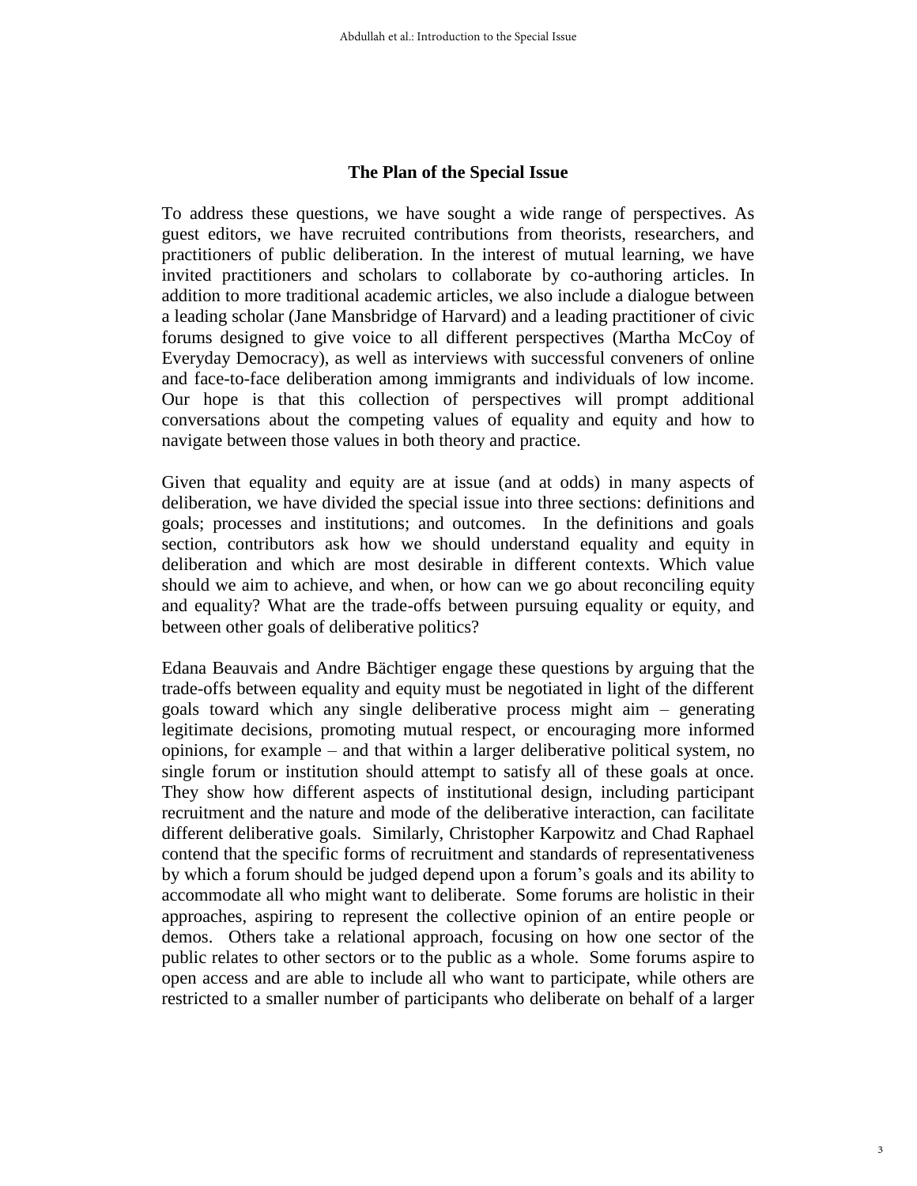## The Plan of the Special Issue

To address these questions, we have sought a wide range of perspectives. As guest editors, we have recruited contributions from theorists, researchers, and practitioners of public deliberation. In the interest of mutual learning, we have invited practitioners and scholars to collaborate by co-authoring articles. In addition to more traditional academic articles, we also include a dialogue between a leading scholar (Jane Mansbridge of Harvard) and a leading practitioner of civic forums designed to give voice to all different perspectives (Martha McCoy of Everyday Democracy), as well as interviews with successful conveners of online and face-to-face deliberation among immigrants and individuals of low income. Our hope is that this collection of perspectives will prompt additional conversations about the competing values of equality and equity and how to navigate between those values in both theory and practice.

Given that equality and equity are at issue (and at odds) in many aspects of deliberation, we have divided the special issue into three sections: definitions and goals; processes and institutions; and outcomes. In the definitions and goals section, contributors ask how we should understand equality and equity in deliberation and which are most desirable in different contexts. Which value should we aim to achieve, and when, or how can we go about reconciling equity and equality? What are the trade-offs between pursuing equality or equity, and between other goals of deliberative politics?

Edana Beauvais and Andre Bächtiger engage these questions by arguing that the trade-offs between equality and equity must be negotiated in light of the different goals toward which any single deliberative process might aim – generating legitimate decisions, promoting mutual respect, or encouraging more informed opinions, for example – and that within a larger deliberative political system, no single forum or institution should attempt to satisfy all of these goals at once. They show how different aspects of institutional design, including participant recruitment and the nature and mode of the deliberative interaction, can facilitate different deliberative goals. Similarly, Christopher Karpowitz and Chad Raphael contend that the specific forms of recruitment and standards of representativeness by which a forum should be judged depend upon a forum's goals and its ability to accommodate all who might want to deliberate. Some forums are holistic in their approaches, aspiring to represent the collective opinion of an entire people or demos. Others take a relational approach, focusing on how one sector of the public relates to other sectors or to the public as a whole. Some forums aspire to open access and are able to include all who want to participate, while others are restricted to a smaller number of participants who deliberate on behalf of a larger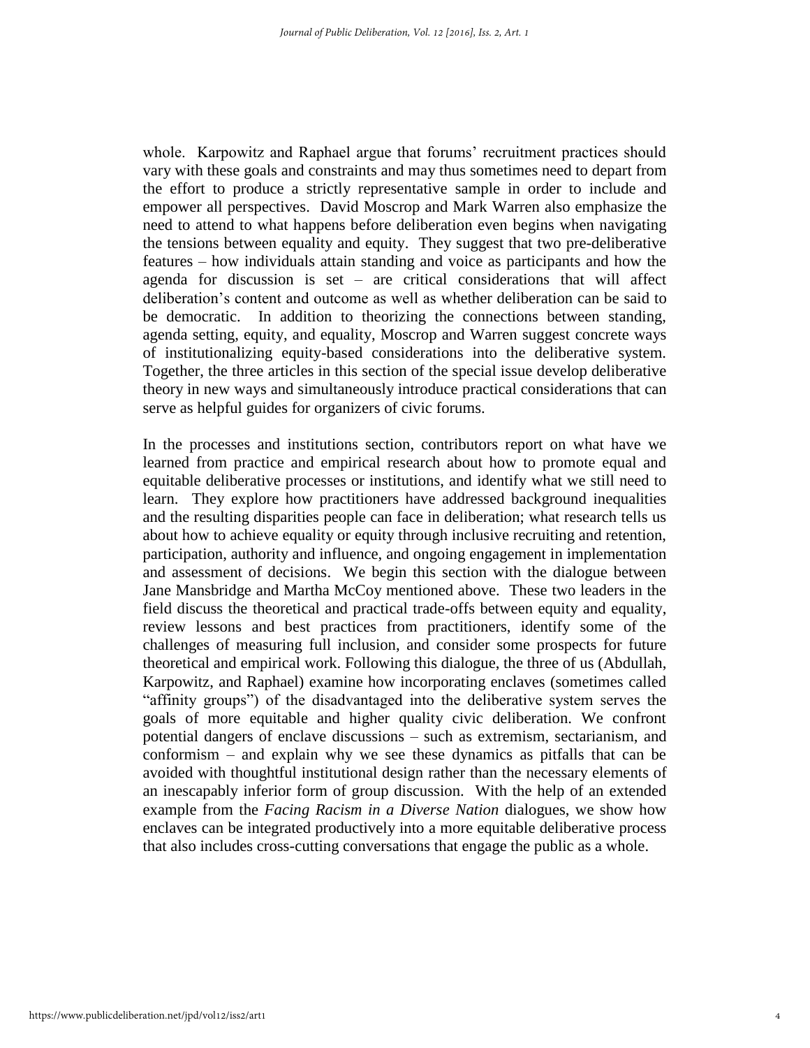whole. Karpowitz and Raphael argue that forums' recruitment practices should vary with these goals and constraints and may thus sometimes need to depart from the effort to produce a strictly representative sample in order to include and empower all perspectives. David Moscrop and Mark Warren also emphasize the need to attend to what happens before deliberation even begins when navigating the tensions between equality and equity. They suggest that two pre-deliberative features – how individuals attain standing and voice as participants and how the agenda for discussion is set – are critical considerations that will affect deliberation's content and outcome as well as whether deliberation can be said to be democratic. In addition to theorizing the connections between standing, agenda setting, equity, and equality, Moscrop and Warren suggest concrete ways of institutionalizing equity-based considerations into the deliberative system. Together, the three articles in this section of the special issue develop deliberative theory in new ways and simultaneously introduce practical considerations that can serve as helpful guides for organizers of civic forums.

In the processes and institutions section, contributors report on what have we learned from practice and empirical research about how to promote equal and equitable deliberative processes or institutions, and identify what we still need to learn. They explore how practitioners have addressed background inequalities and the resulting disparities people can face in deliberation; what research tells us about how to achieve equality or equity through inclusive recruiting and retention, participation, authority and influence, and ongoing engagement in implementation and assessment of decisions. We begin this section with the dialogue between Jane Mansbridge and Martha McCoy mentioned above. These two leaders in the field discuss the theoretical and practical trade-offs between equity and equality, review lessons and best practices from practitioners, identify some of the challenges of measuring full inclusion, and consider some prospects for future theoretical and empirical work. Following this dialogue, the three of us (Abdullah, Karpowitz, and Raphael) examine how incorporating enclaves (sometimes called "affinity groups") of the disadvantaged into the deliberative system serves the goals of more equitable and higher quality civic deliberation. We confront potential dangers of enclave discussions – such as extremism, sectarianism, and conformism – and explain why we see these dynamics as pitfalls that can be avoided with thoughtful institutional design rather than the necessary elements of an inescapably inferior form of group discussion. With the help of an extended example from the *Facing Racism in a Diverse Nation* dialogues, we show how enclaves can be integrated productively into a more equitable deliberative process that also includes cross-cutting conversations that engage the public as a whole.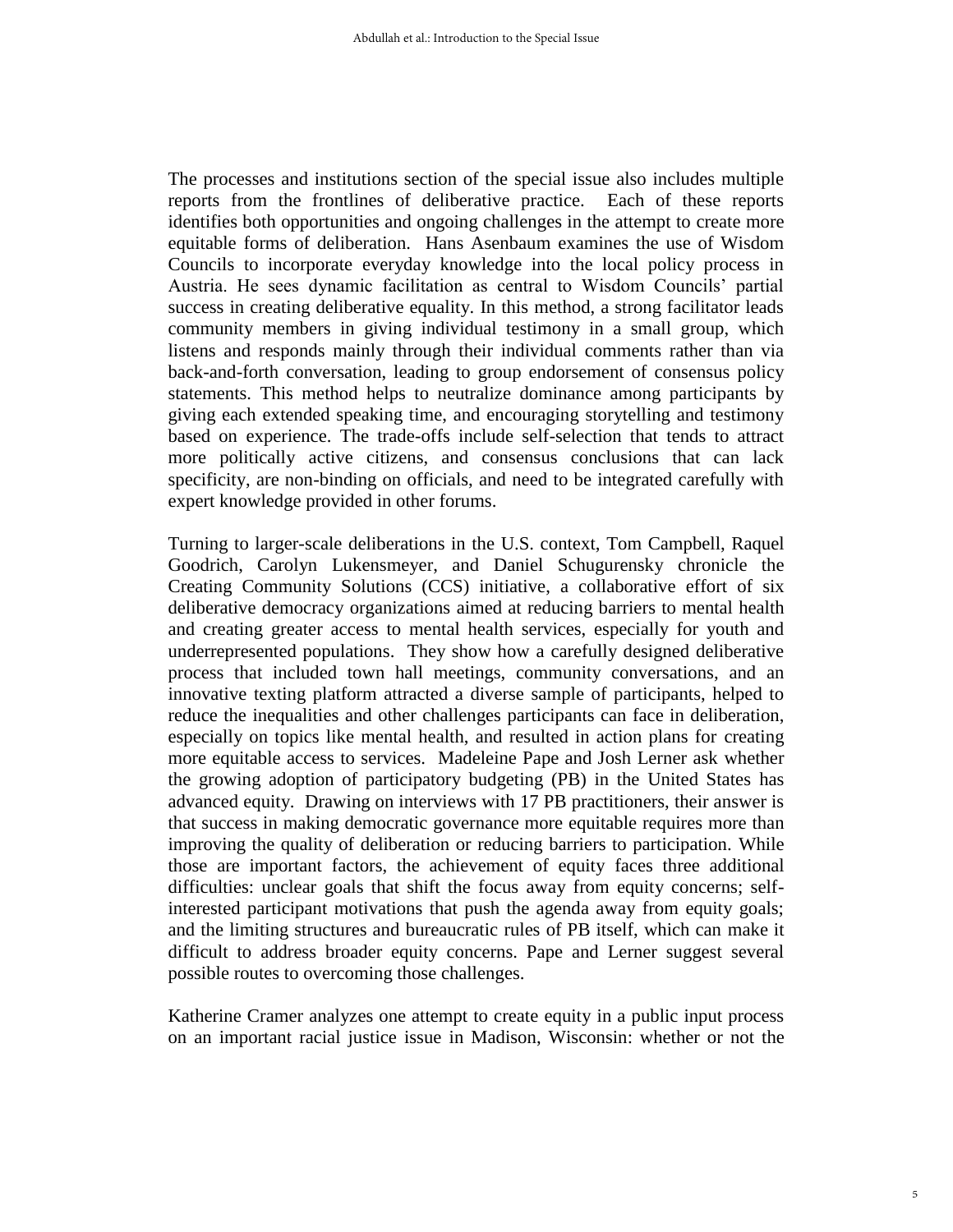The processes and institutions section of the special issue also includes multiple reports from the frontlines of deliberative practice. Each of these reports identifies both opportunities and ongoing challenges in the attempt to create more equitable forms of deliberation. Hans Asenbaum examines the use of Wisdom Councils to incorporate everyday knowledge into the local policy process in Austria. He sees dynamic facilitation as central to Wisdom Councils' partial success in creating deliberative equality. In this method, a strong facilitator leads community members in giving individual testimony in a small group, which listens and responds mainly through their individual comments rather than via back-and-forth conversation, leading to group endorsement of consensus policy statements. This method helps to neutralize dominance among participants by giving each extended speaking time, and encouraging storytelling and testimony based on experience. The trade-offs include self-selection that tends to attract more politically active citizens, and consensus conclusions that can lack specificity, are non-binding on officials, and need to be integrated carefully with expert knowledge provided in other forums.

Turning to larger-scale deliberations in the U.S. context, Tom Campbell, Raquel Goodrich, Carolyn Lukensmeyer, and Daniel Schugurensky chronicle the Creating Community Solutions (CCS) initiative, a collaborative effort of six deliberative democracy organizations aimed at reducing barriers to mental health and creating greater access to mental health services, especially for youth and underrepresented populations. They show how a carefully designed deliberative process that included town hall meetings, community conversations, and an innovative texting platform attracted a diverse sample of participants, helped to reduce the inequalities and other challenges participants can face in deliberation, especially on topics like mental health, and resulted in action plans for creating more equitable access to services. Madeleine Pape and Josh Lerner ask whether the growing adoption of participatory budgeting (PB) in the United States has advanced equity. Drawing on interviews with 17 PB practitioners, their answer is that success in making democratic governance more equitable requires more than improving the quality of deliberation or reducing barriers to participation. While those are important factors, the achievement of equity faces three additional difficulties: unclear goals that shift the focus away from equity concerns; self-interested participant motivations that push the agenda away from equity goals; and the limiting structures and bureaucratic rules of PB itself, which can make it difficult to address broader equity concerns. Pape and Lerner suggest several possible routes to overcoming those challenges.

Katherine Cramer analyzes one attempt to create equity in a public input process on an important racial justice issue in Madison, Wisconsin: whether or not the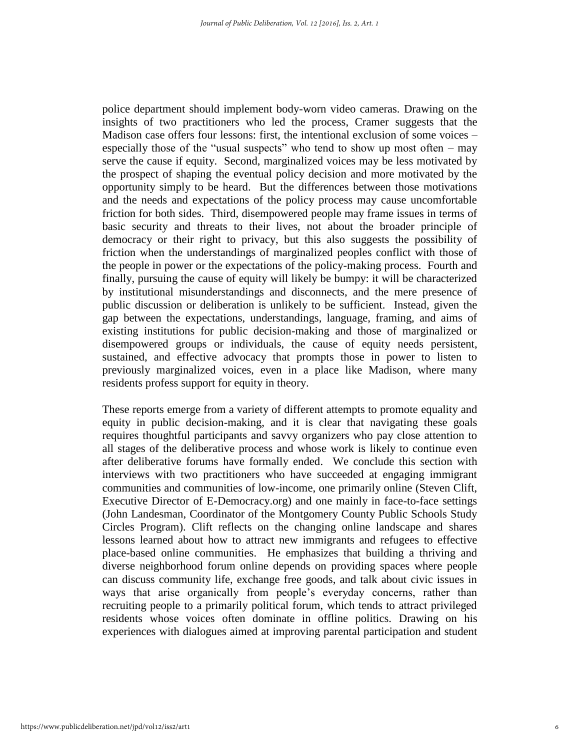police department should implement body-worn video cameras. Drawing on the insights of two practitioners who led the process, Cramer suggests that the Madison case offers four lessons: first, the intentional exclusion of some voices – especially those of the "usual suspects" who tend to show up most often – may serve the cause if equity. Second, marginalized voices may be less motivated by the prospect of shaping the eventual policy decision and more motivated by the opportunity simply to be heard. But the differences between those motivations and the needs and expectations of the policy process may cause uncomfortable friction for both sides. Third, disempowered people may frame issues in terms of basic security and threats to their lives, not about the broader principle of democracy or their right to privacy, but this also suggests the possibility of friction when the understandings of marginalized peoples conflict with those of the people in power or the expectations of the policy-making process. Fourth and finally, pursuing the cause of equity will likely be bumpy: it will be characterized by institutional misunderstandings and disconnects, and the mere presence of public discussion or deliberation is unlikely to be sufficient. Instead, given the gap between the expectations, understandings, language, framing, and aims of existing institutions for public decision-making and those of marginalized or disempowered groups or individuals, the cause of equity needs persistent, sustained, and effective advocacy that prompts those in power to listen to previously marginalized voices, even in a place like Madison, where many residents profess support for equity in theory.

These reports emerge from a variety of different attempts to promote equality and equity in public decision-making, and it is clear that navigating these goals requires thoughtful participants and savvy organizers who pay close attention to all stages of the deliberative process and whose work is likely to continue even after deliberative forums have formally ended. We conclude this section with interviews with two practitioners who have succeeded at engaging immigrant communities and communities of low-income, one primarily online (Steven Clift, Executive Director of E-Democracy.org) and one mainly in face-to-face settings (John Landesman, Coordinator of the Montgomery County Public Schools Study Circles Program). Clift reflects on the changing online landscape and shares lessons learned about how to attract new immigrants and refugees to effective place-based online communities. He emphasizes that building a thriving and diverse neighborhood forum online depends on providing spaces where people can discuss community life, exchange free goods, and talk about civic issues in ways that arise organically from people's everyday concerns, rather than recruiting people to a primarily political forum, which tends to attract privileged residents whose voices often dominate in offline politics. Drawing on his experiences with dialogues aimed at improving parental participation and student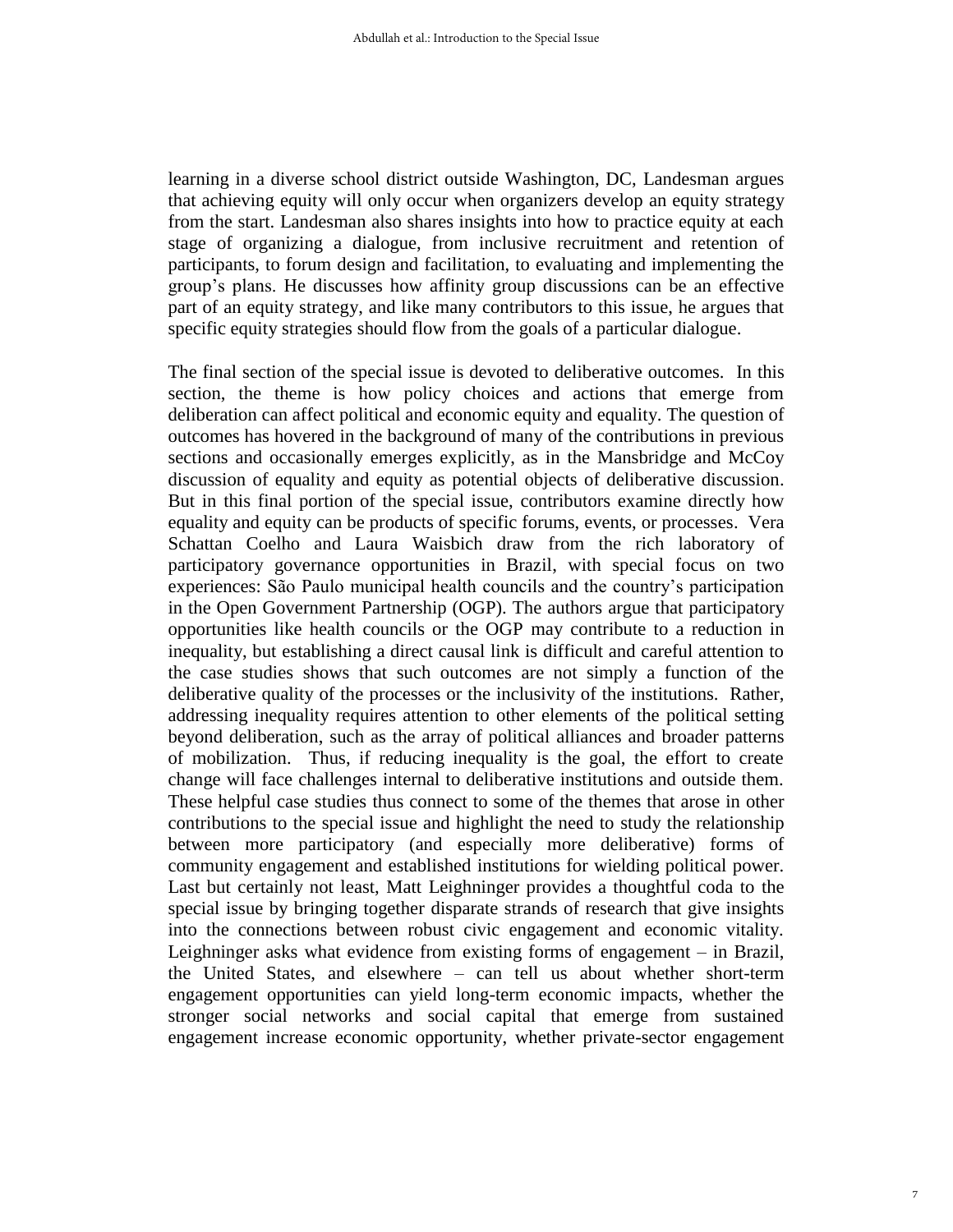learning in a diverse school district outside Washington, DC, Landesman argues that achieving equity will only occur when organizers develop an equity strategy from the start. Landesman also shares insights into how to practice equity at each stage of organizing a dialogue, from inclusive recruitment and retention of participants, to forum design and facilitation, to evaluating and implementing the group's plans. He discusses how affinity group discussions can be an effective part of an equity strategy, and like many contributors to this issue, he argues that specific equity strategies should flow from the goals of a particular dialogue.

The final section of the special issue is devoted to deliberative outcomes. In this section, the theme is how policy choices and actions that emerge from deliberation can affect political and economic equity and equality. The question of outcomes has hovered in the background of many of the contributions in previous sections and occasionally emerges explicitly, as in the Mansbridge and McCoy discussion of equality and equity as potential objects of deliberative discussion. But in this final portion of the special issue, contributors examine directly how equality and equity can be products of specific forums, events, or processes. Vera Schattan Coelho and Laura Waisbich draw from the rich laboratory of participatory governance opportunities in Brazil, with special focus on two experiences: São Paulo municipal health councils and the country's participation in the Open Government Partnership (OGP). The authors argue that participatory opportunities like health councils or the OGP may contribute to a reduction in inequality, but establishing a direct causal link is difficult and careful attention to the case studies shows that such outcomes are not simply a function of the deliberative quality of the processes or the inclusivity of the institutions. Rather, addressing inequality requires attention to other elements of the political setting beyond deliberation, such as the array of political alliances and broader patterns of mobilization. Thus, if reducing inequality is the goal, the effort to create change will face challenges internal to deliberative institutions and outside them. These helpful case studies thus connect to some of the themes that arose in other contributions to the special issue and highlight the need to study the relationship between more participatory (and especially more deliberative) forms of community engagement and established institutions for wielding political power. Last but certainly not least, Matt Leighninger provides a thoughtful coda to the special issue by bringing together disparate strands of research that give insights into the connections between robust civic engagement and economic vitality. Leighninger asks what evidence from existing forms of engagement – in Brazil, the United States, and elsewhere – can tell us about whether short-term engagement opportunities can yield long-term economic impacts, whether the stronger social networks and social capital that emerge from sustained engagement increase economic opportunity, whether private-sector engagement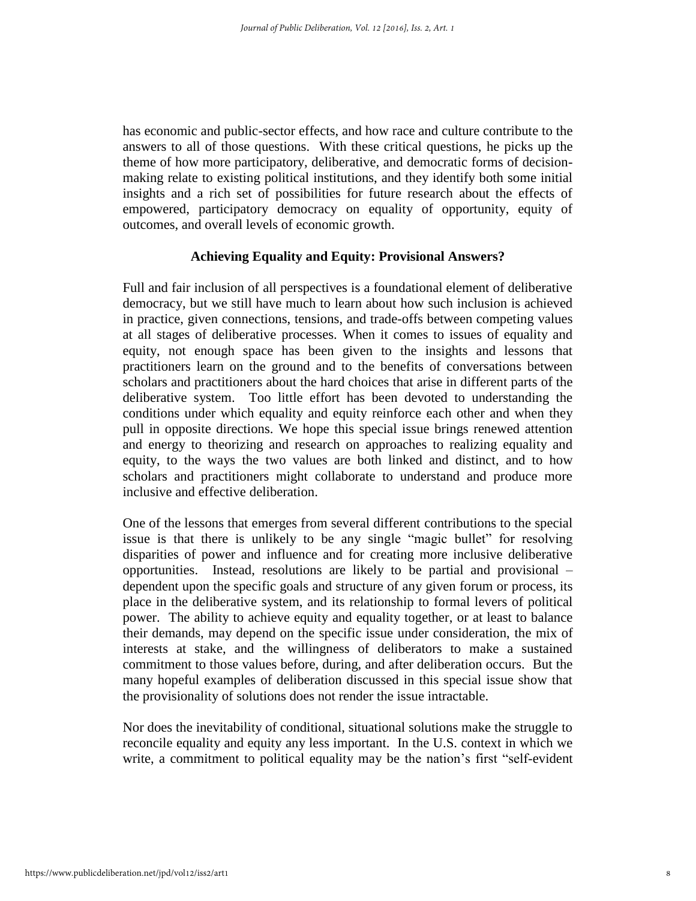has economic and public-sector effects, and how race and culture contribute to the answers to all of those questions. With these critical questions, he picks up the theme of how more participatory, deliberative, and democratic forms of decision-making relate to existing political institutions, and they identify both some initial insights and a rich set of possibilities for future research about the effects of empowered, participatory democracy on equality of opportunity, equity of outcomes, and overall levels of economic growth.

## Achieving Equality and Equity: Provisional Answers?

Full and fair inclusion of all perspectives is a foundational element of deliberative democracy, but we still have much to learn about how such inclusion is achieved in practice, given connections, tensions, and trade-offs between competing values at all stages of deliberative processes. When it comes to issues of equality and equity, not enough space has been given to the insights and lessons that practitioners learn on the ground and to the benefits of conversations between scholars and practitioners about the hard choices that arise in different parts of the deliberative system. Too little effort has been devoted to understanding the conditions under which equality and equity reinforce each other and when they pull in opposite directions. We hope this special issue brings renewed attention and energy to theorizing and research on approaches to realizing equality and equity, to the ways the two values are both linked and distinct, and to how scholars and practitioners might collaborate to understand and produce more inclusive and effective deliberation.

One of the lessons that emerges from several different contributions to the special issue is that there is unlikely to be any single "magic bullet" for resolving disparities of power and influence and for creating more inclusive deliberative opportunities. Instead, resolutions are likely to be partial and provisional – dependent upon the specific goals and structure of any given forum or process, its place in the deliberative system, and its relationship to formal levers of political power. The ability to achieve equity and equality together, or at least to balance their demands, may depend on the specific issue under consideration, the mix of interests at stake, and the willingness of deliberators to make a sustained commitment to those values before, during, and after deliberation occurs. But the many hopeful examples of deliberation discussed in this special issue show that the provisionality of solutions does not render the issue intractable.

Nor does the inevitability of conditional, situational solutions make the struggle to reconcile equality and equity any less important. In the U.S. context in which we write, a commitment to political equality may be the nation's first "self-evident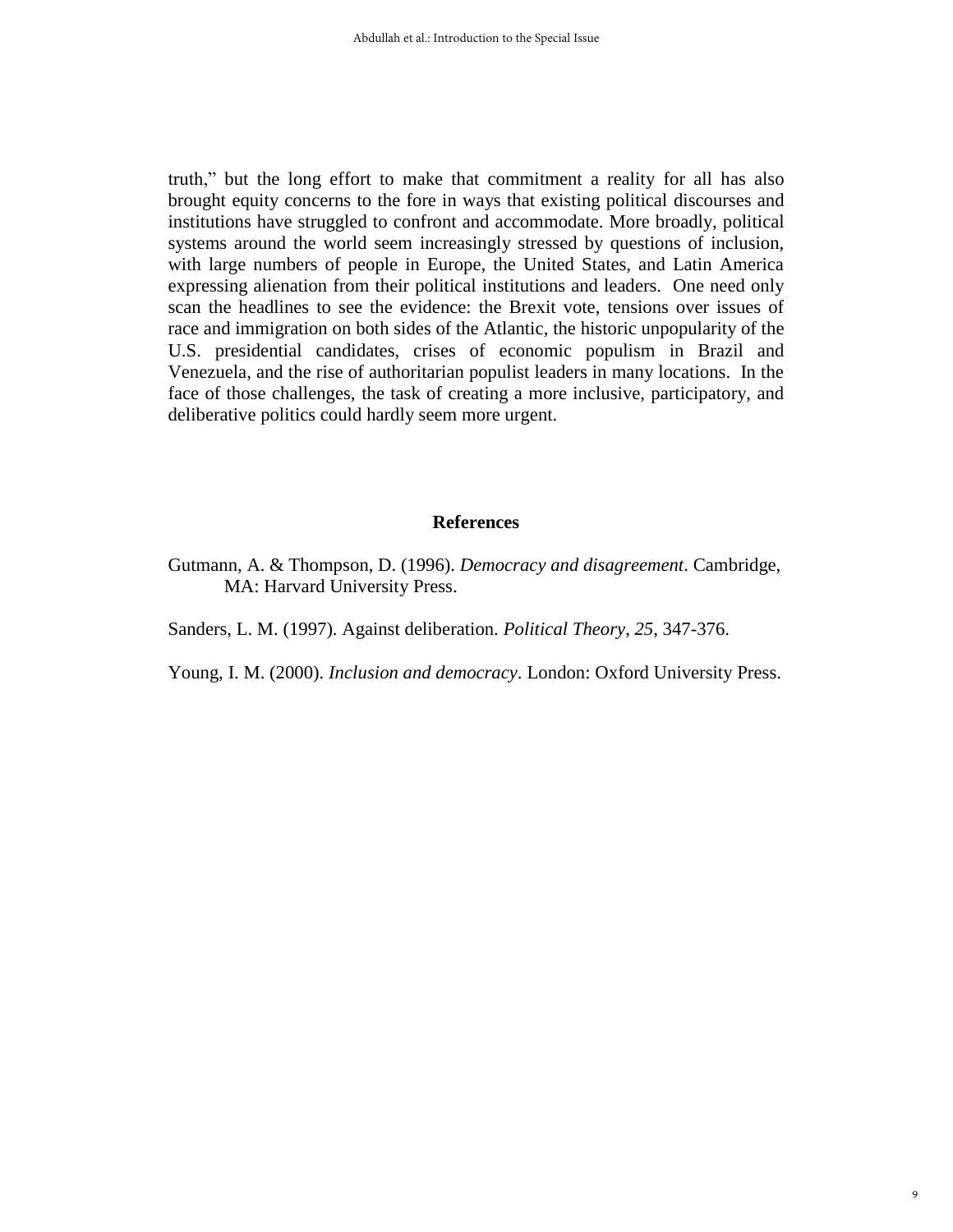truth," but the long effort to make that commitment a reality for all has also brought equity concerns to the fore in ways that existing political discourses and institutions have struggled to confront and accommodate. More broadly, political systems around the world seem increasingly stressed by questions of inclusion, with large numbers of people in Europe, the United States, and Latin America expressing alienation from their political institutions and leaders. One need only scan the headlines to see the evidence: the Brexit vote, tensions over issues of race and immigration on both sides of the Atlantic, the historic unpopularity of the U.S. presidential candidates, crises of economic populism in Brazil and Venezuela, and the rise of authoritarian populist leaders in many locations. In the face of those challenges, the task of creating a more inclusive, participatory, and deliberative politics could hardly seem more urgent.

## References

Gutmann, A. & Thompson, D. (1996). *Democracy and disagreement*. Cambridge, MA: Harvard University Press.

Sanders, L. M. (1997). Against deliberation. *Political Theory*, *25*, 347-376.

Young, I. M. (2000). *Inclusion and democracy*. London: Oxford University Press.